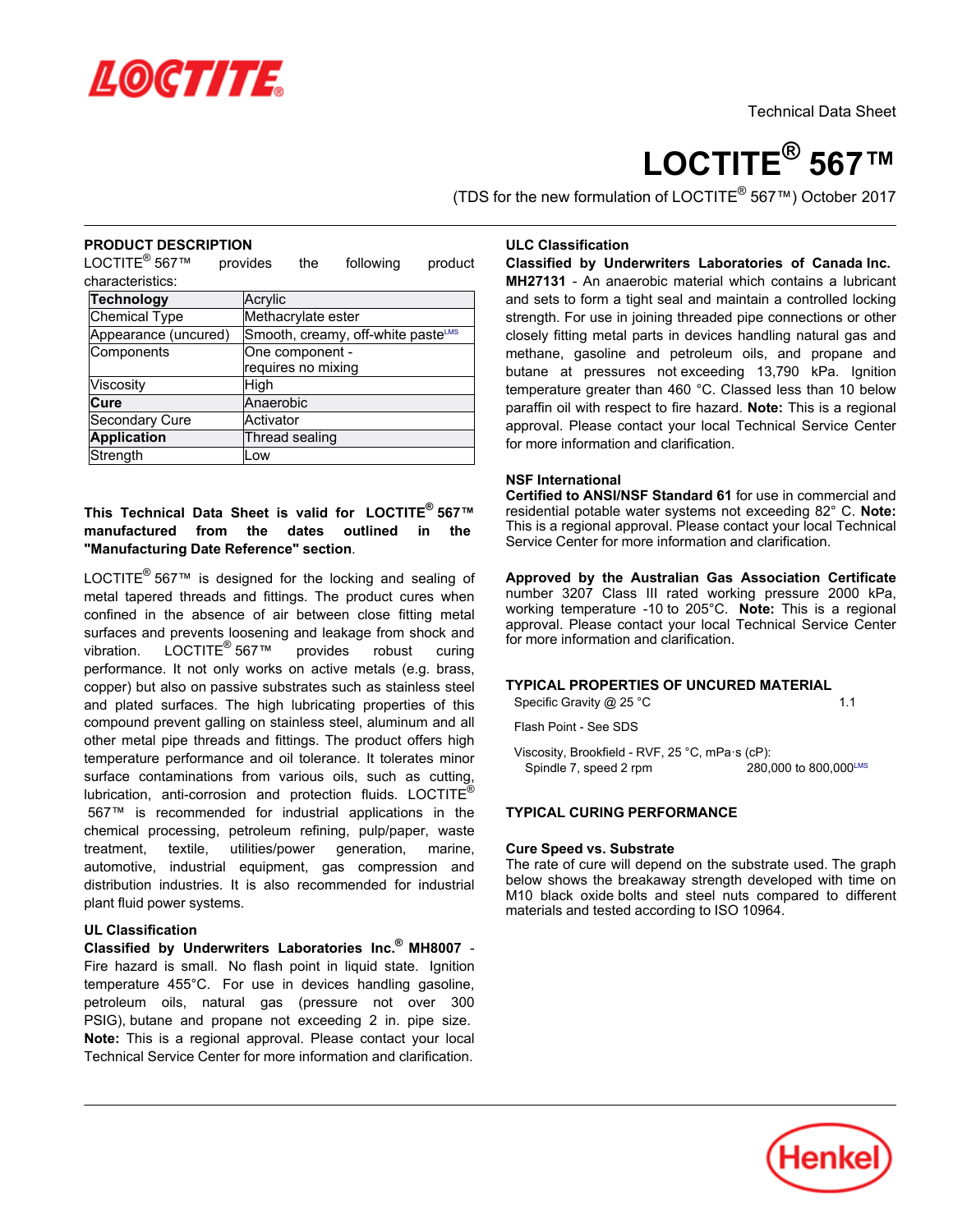Technical Data Sheet

# LOCTITE® 567™

(TDS for the new formulation of LOCTITE® 567™) October 2017

## PRODUCT DESCRIPTION

LOCTITE® 567™ provides the following product characteristics:

| Technology | Acrylic |
|---|---|
| Chemical Type | Methacrylate ester |
| Appearance (uncured) | Smooth, creamy, off-white paste[LMS] |
| Components | One component - requires no mixing |
| Viscosity | High |
| **Cure** | Anaerobic |
| Secondary Cure | Activator |
| **Application** | Thread sealing |
| Strength | Low |

**This Technical Data Sheet is valid for LOCTITE® 567™ manufactured from the dates outlined in the "Manufacturing Date Reference" section**.

LOCTITE® 567™ is designed for the locking and sealing of metal tapered threads and fittings. The product cures when confined in the absence of air between close fitting metal surfaces and prevents loosening and leakage from shock and vibration. LOCTITE® 567™ provides robust curing performance. It not only works on active metals (e.g. brass, copper) but also on passive substrates such as stainless steel and plated surfaces. The high lubricating properties of this compound prevent galling on stainless steel, aluminum and all other metal pipe threads and fittings. The product offers high temperature performance and oil tolerance. It tolerates minor surface contaminations from various oils, such as cutting, lubrication, anti-corrosion and protection fluids. LOCTITE® 567™ is recommended for industrial applications in the chemical processing, petroleum refining, pulp/paper, waste treatment, textile, utilities/power generation, marine, automotive, industrial equipment, gas compression and distribution industries. It is also recommended for industrial plant fluid power systems.

### UL Classification

**Classified by Underwriters Laboratories Inc.® MH8007** - Fire hazard is small. No flash point in liquid state. Ignition temperature 455°C. For use in devices handling gasoline, petroleum oils, natural gas (pressure not over 300 PSIG), butane and propane not exceeding 2 in. pipe size. **Note:** This is a regional approval. Please contact your local Technical Service Center for more information and clarification.

### ULC Classification

**Classified by Underwriters Laboratories of Canada Inc. MH27131** - An anaerobic material which contains a lubricant and sets to form a tight seal and maintain a controlled locking strength. For use in joining threaded pipe connections or other closely fitting metal parts in devices handling natural gas and methane, gasoline and petroleum oils, and propane and butane at pressures not exceeding 13,790 kPa. Ignition temperature greater than 460 °C. Classed less than 10 below paraffin oil with respect to fire hazard. **Note:** This is a regional approval. Please contact your local Technical Service Center for more information and clarification.

### NSF International

**Certified to ANSI/NSF Standard 61** for use in commercial and residential potable water systems not exceeding 82° C. **Note:** This is a regional approval. Please contact your local Technical Service Center for more information and clarification.

**Approved by the Australian Gas Association Certificate** number 3207 Class III rated working pressure 2000 kPa, working temperature -10 to 205°C. **Note:** This is a regional approval. Please contact your local Technical Service Center for more information and clarification.

## TYPICAL PROPERTIES OF UNCURED MATERIAL

Specific Gravity @ 25 °C 1.1

Flash Point - See SDS

Viscosity, Brookfield - RVF, 25 °C, mPa·s (cP):
Spindle 7, speed 2 rpm 280,000 to 800,000[LMS]

## TYPICAL CURING PERFORMANCE

### Cure Speed vs. Substrate

The rate of cure will depend on the substrate used. The graph below shows the breakaway strength developed with time on M10 black oxide bolts and steel nuts compared to different materials and tested according to ISO 10964.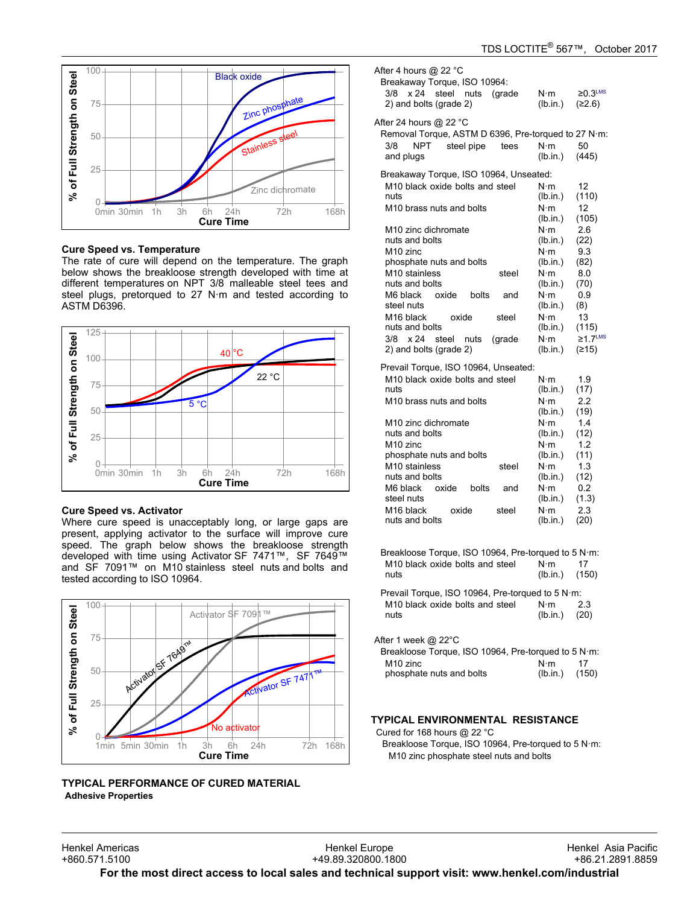## Cure Speed vs. Temperature

The rate of cure will depend on the temperature. The graph below shows the breakloose strength developed with time at different temperatures on NPT 3/8 malleable steel tees and steel plugs, pretorqued to 27 N·m and tested according to ASTM D6396.

## Cure Speed vs. Activator

Where cure speed is unacceptably long, or large gaps are present, applying activator to the surface will improve cure speed. The graph below shows the breakloose strength developed with time using Activator SF 7471™, SF 7649™ and SF 7091™ on M10 stainless steel nuts and bolts and tested according to ISO 10964.

## TYPICAL PERFORMANCE OF CURED MATERIAL

**Adhesive Properties**

After 4 hours @ 22 °C

Breakaway Torque, ISO 10964:

| | | |
|---|---|---|
| 3/8 x 24 steel nuts (grade 2) and bolts (grade 2) | N·m<br>(lb.in.) | ≥0.3[LMS]<br>(≥2.6) |

After 24 hours @ 22 °C

Removal Torque, ASTM D 6396, Pre-torqued to 27 N·m:

| | | |
|---|---|---|
| 3/8 NPT steel pipe tees and plugs | N·m<br>(lb.in.) | 50<br>(445) |

Breakaway Torque, ISO 10964, Unseated:

| | | |
|---|---|---|
| M10 black oxide bolts and steel nuts | N·m<br>(lb.in.) | 12<br>(110) |
| M10 brass nuts and bolts | N·m<br>(lb.in.) | 12<br>(105) |
| M10 zinc dichromate nuts and bolts | N·m<br>(lb.in.) | 2.6<br>(22) |
| M10 zinc phosphate nuts and bolts | N·m<br>(lb.in.) | 9.3<br>(82) |
| M10 stainless steel nuts and bolts | N·m<br>(lb.in.) | 8.0<br>(70) |
| M6 black oxide bolts and steel nuts | N·m<br>(lb.in.) | 0.9<br>(8) |
| M16 black oxide steel nuts and bolts | N·m<br>(lb.in.) | 13<br>(115) |
| 3/8 x 24 steel nuts (grade 2) and bolts (grade 2) | N·m<br>(lb.in.) | ≥1.7[LMS]<br>(≥15) |

Prevail Torque, ISO 10964, Unseated:

| | | |
|---|---|---|
| M10 black oxide bolts and steel nuts | N·m<br>(lb.in.) | 1.9<br>(17) |
| M10 brass nuts and bolts | N·m<br>(lb.in.) | 2.2<br>(19) |
| M10 zinc dichromate nuts and bolts | N·m<br>(lb.in.) | 1.4<br>(12) |
| M10 zinc phosphate nuts and bolts | N·m<br>(lb.in.) | 1.2<br>(11) |
| M10 stainless steel nuts and bolts | N·m<br>(lb.in.) | 1.3<br>(12) |
| M6 black oxide bolts and steel nuts | N·m<br>(lb.in.) | 0.2<br>(1.3) |
| M16 black oxide steel nuts and bolts | N·m<br>(lb.in.) | 2.3<br>(20) |

Breakloose Torque, ISO 10964, Pre-torqued to 5 N·m:

| | | |
|---|---|---|
| M10 black oxide bolts and steel nuts | N·m<br>(lb.in.) | 17<br>(150) |

Prevail Torque, ISO 10964, Pre-torqued to 5 N·m:

| | | |
|---|---|---|
| M10 black oxide bolts and steel nuts | N·m<br>(lb.in.) | 2.3<br>(20) |

After 1 week @ 22°C

Breakloose Torque, ISO 10964, Pre-torqued to 5 N·m:

| | | |
|---|---|---|
| M10 zinc phosphate nuts and bolts | N·m<br>(lb.in.) | 17<br>(150) |

## TYPICAL ENVIRONMENTAL RESISTANCE

Cured for 168 hours @ 22 °C

Breakloose Torque, ISO 10964, Pre-torqued to 5 N·m:

M10 zinc phosphate steel nuts and bolts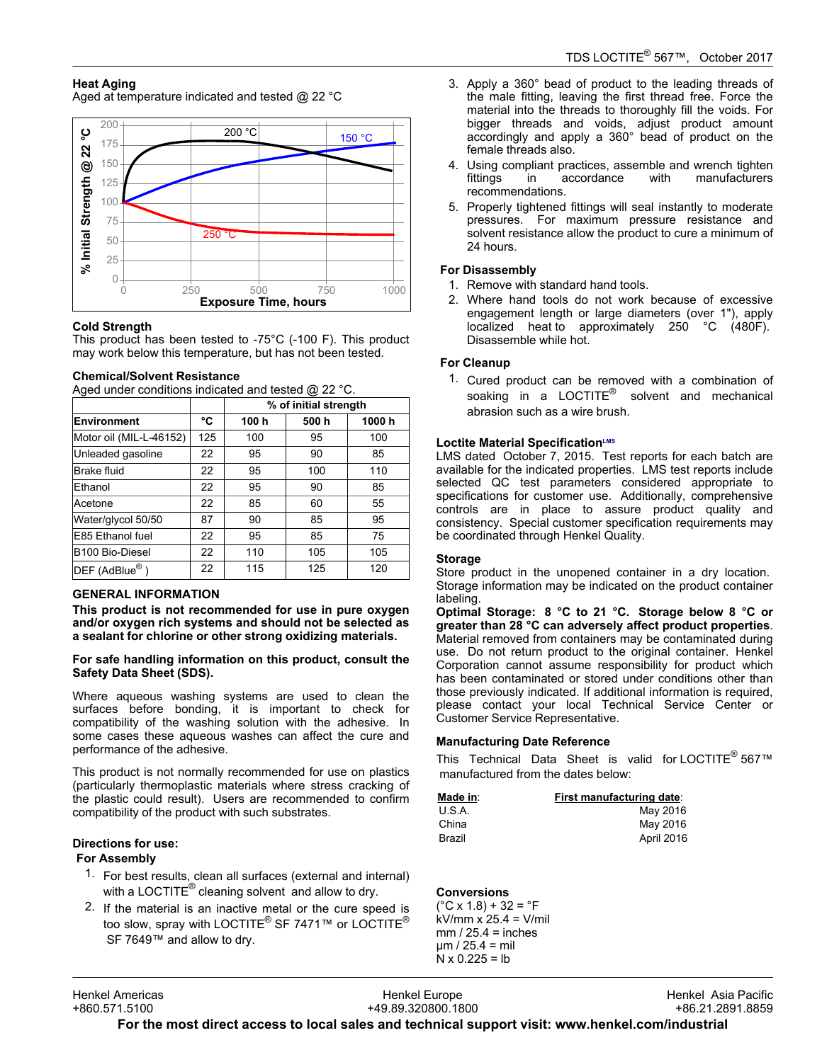### Heat Aging

Aged at temperature indicated and tested @ 22 °C

### Cold Strength

This product has been tested to -75°C (-100 F). This product may work below this temperature, but has not been tested.

### Chemical/Solvent Resistance

Aged under conditions indicated and tested @ 22 °C.

| Environment | °C | % of initial strength | | |
|---|---|---|---|---|
| | | 100 h | 500 h | 1000 h |
| Motor oil (MIL-L-46152) | 125 | 100 | 95 | 100 |
| Unleaded gasoline | 22 | 95 | 90 | 85 |
| Brake fluid | 22 | 95 | 100 | 110 |
| Ethanol | 22 | 95 | 90 | 85 |
| Acetone | 22 | 85 | 60 | 55 |
| Water/glycol 50/50 | 87 | 90 | 85 | 95 |
| E85 Ethanol fuel | 22 | 95 | 85 | 75 |
| B100 Bio-Diesel | 22 | 110 | 105 | 105 |
| DEF (AdBlue®) | 22 | 115 | 125 | 120 |

## GENERAL INFORMATION

**This product is not recommended for use in pure oxygen and/or oxygen rich systems and should not be selected as a sealant for chlorine or other strong oxidizing materials.**

**For safe handling information on this product, consult the Safety Data Sheet (SDS).**

Where aqueous washing systems are used to clean the surfaces before bonding, it is important to check for compatibility of the washing solution with the adhesive. In some cases these aqueous washes can affect the cure and performance of the adhesive.

This product is not normally recommended for use on plastics (particularly thermoplastic materials where stress cracking of the plastic could result). Users are recommended to confirm compatibility of the product with such substrates.

### Directions for use:

**For Assembly**

1. For best results, clean all surfaces (external and internal) with a LOCTITE® cleaning solvent and allow to dry.
2. If the material is an inactive metal or the cure speed is too slow, spray with LOCTITE® SF 7471™ or LOCTITE® SF 7649™ and allow to dry.
3. Apply a 360° bead of product to the leading threads of the male fitting, leaving the first thread free. Force the material into the threads to thoroughly fill the voids. For bigger threads and voids, adjust product amount accordingly and apply a 360° bead of product on the female threads also.
4. Using compliant practices, assemble and wrench tighten fittings in accordance with manufacturers recommendations.
5. Properly tightened fittings will seal instantly to moderate pressures. For maximum pressure resistance and solvent resistance allow the product to cure a minimum of 24 hours.

**For Disassembly**

1. Remove with standard hand tools.
2. Where hand tools do not work because of excessive engagement length or large diameters (over 1"), apply localized heat to approximately 250 °C (480F). Disassemble while hot.

**For Cleanup**

1. Cured product can be removed with a combination of soaking in a LOCTITE® solvent and mechanical abrasion such as a wire brush.

### Loctite Material Specification[LMS]

LMS dated October 7, 2015. Test reports for each batch are available for the indicated properties. LMS test reports include selected QC test parameters considered appropriate to specifications for customer use. Additionally, comprehensive controls are in place to assure product quality and consistency. Special customer specification requirements may be coordinated through Henkel Quality.

### Storage

Store product in the unopened container in a dry location. Storage information may be indicated on the product container labeling.

**Optimal Storage: 8 °C to 21 °C. Storage below 8 °C or greater than 28 °C can adversely affect product properties**. Material removed from containers may be contaminated during use. Do not return product to the original container. Henkel Corporation cannot assume responsibility for product which has been contaminated or stored under conditions other than those previously indicated. If additional information is required, please contact your local Technical Service Center or Customer Service Representative.

### Manufacturing Date Reference

This Technical Data Sheet is valid for LOCTITE® 567™ manufactured from the dates below:

| Made in: | First manufacturing date: |
|---|---|
| U.S.A. | May 2016 |
| China | May 2016 |
| Brazil | April 2016 |

### Conversions

(°C x 1.8) + 32 = °F
kV/mm x 25.4 = V/mil
mm / 25.4 = inches
µm / 25.4 = mil
N x 0.225 = lb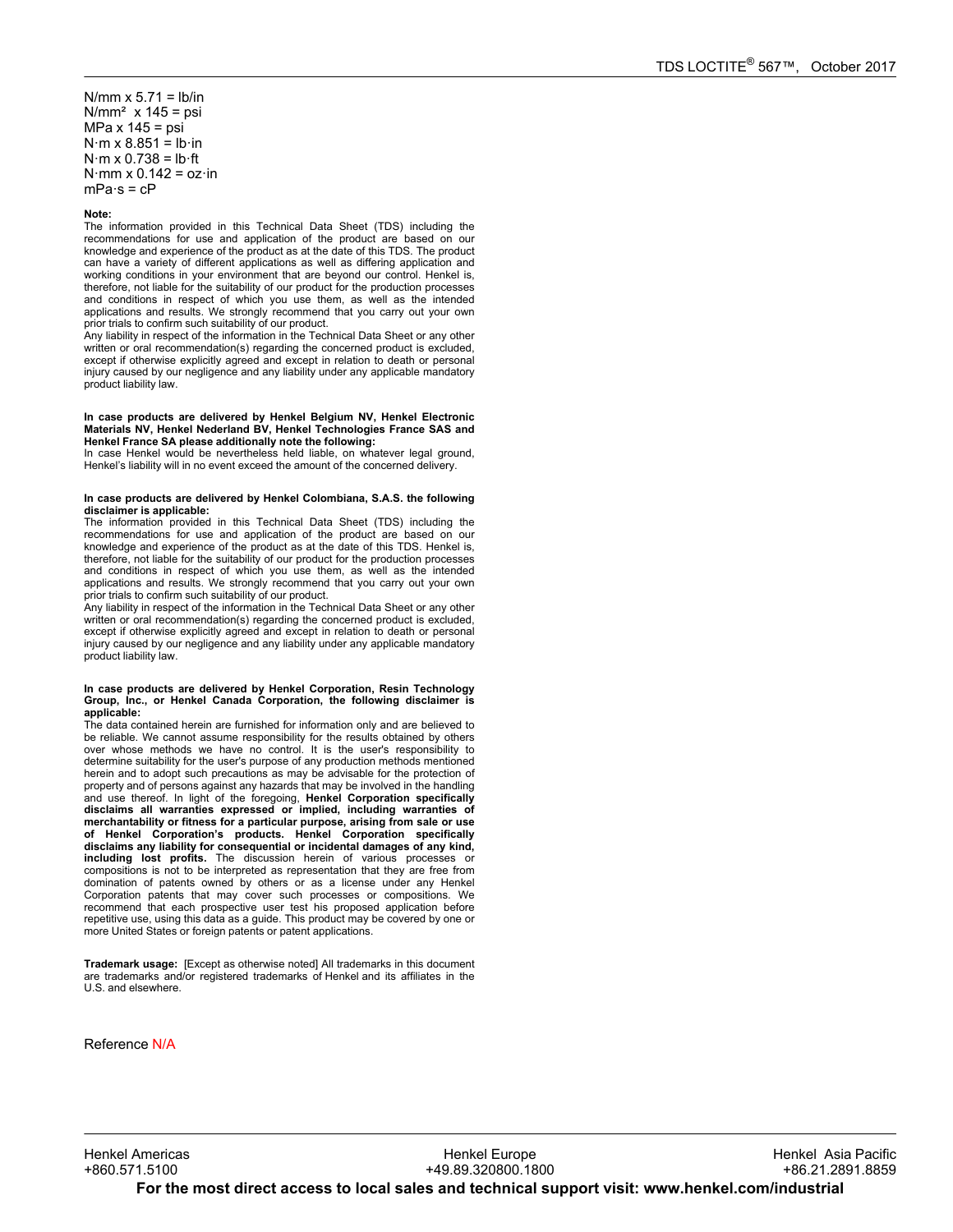N/mm x 5.71 = lb/in
N/mm² x 145 = psi
MPa x 145 = psi
N·m x 8.851 = lb·in
N·m x 0.738 = lb·ft
N·mm x 0.142 = oz·in
mPa·s = cP

**Note:**
The information provided in this Technical Data Sheet (TDS) including the recommendations for use and application of the product are based on our knowledge and experience of the product as at the date of this TDS. The product can have a variety of different applications as well as differing application and working conditions in your environment that are beyond our control. Henkel is, therefore, not liable for the suitability of our product for the production processes and conditions in respect of which you use them, as well as the intended applications and results. We strongly recommend that you carry out your own prior trials to confirm such suitability of our product.
Any liability in respect of the information in the Technical Data Sheet or any other written or oral recommendation(s) regarding the concerned product is excluded, except if otherwise explicitly agreed and except in relation to death or personal injury caused by our negligence and any liability under any applicable mandatory product liability law.

**In case products are delivered by Henkel Belgium NV, Henkel Electronic Materials NV, Henkel Nederland BV, Henkel Technologies France SAS and Henkel France SA please additionally note the following:**
In case Henkel would be nevertheless held liable, on whatever legal ground, Henkel's liability will in no event exceed the amount of the concerned delivery.

**In case products are delivered by Henkel Colombiana, S.A.S. the following disclaimer is applicable:**
The information provided in this Technical Data Sheet (TDS) including the recommendations for use and application of the product are based on our knowledge and experience of the product as at the date of this TDS. Henkel is, therefore, not liable for the suitability of our product for the production processes and conditions in respect of which you use them, as well as the intended applications and results. We strongly recommend that you carry out your own prior trials to confirm such suitability of our product.
Any liability in respect of the information in the Technical Data Sheet or any other written or oral recommendation(s) regarding the concerned product is excluded, except if otherwise explicitly agreed and except in relation to death or personal injury caused by our negligence and any liability under any applicable mandatory product liability law.

**In case products are delivered by Henkel Corporation, Resin Technology Group, Inc., or Henkel Canada Corporation, the following disclaimer is applicable:**
The data contained herein are furnished for information only and are believed to be reliable. We cannot assume responsibility for the results obtained by others over whose methods we have no control. It is the user's responsibility to determine suitability for the user's purpose of any production methods mentioned herein and to adopt such precautions as may be advisable for the protection of property and of persons against any hazards that may be involved in the handling and use thereof. In light of the foregoing, **Henkel Corporation specifically disclaims all warranties expressed or implied, including warranties of merchantability or fitness for a particular purpose, arising from sale or use of Henkel Corporation's products. Henkel Corporation specifically disclaims any liability for consequential or incidental damages of any kind, including lost profits.** The discussion herein of various processes or compositions is not to be interpreted as representation that they are free from domination of patents owned by others or as a license under any Henkel Corporation patents that may cover such processes or compositions. We recommend that each prospective user test his proposed application before repetitive use, using this data as a guide. This product may be covered by one or more United States or foreign patents or patent applications.

**Trademark usage:** [Except as otherwise noted] All trademarks in this document are trademarks and/or registered trademarks of Henkel and its affiliates in the U.S. and elsewhere.

Reference N/A

Henkel Americas
+860.571.5100

Henkel Europe
+49.89.320800.1800

Henkel Asia Pacific
+86.21.2891.8859

**For the most direct access to local sales and technical support visit: www.henkel.com/industrial**